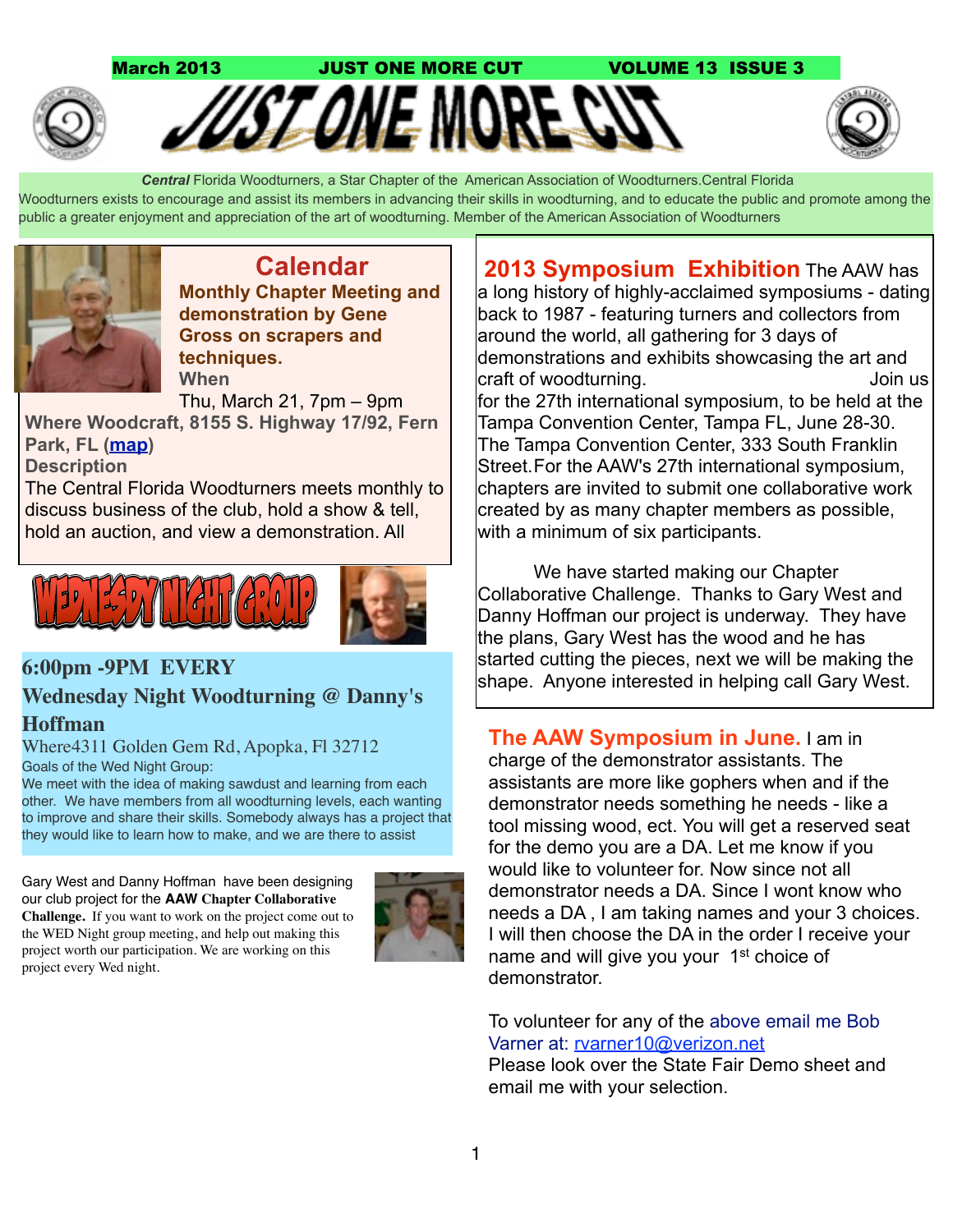March 2013 JUST ONE MORE CUT VOLUME 13 ISSUE 3

# JUST ONE MORE CUT

***Central*** Florida Woodturners, a Star Chapter of the American Association of Woodturners.Central Florida Woodturners exists to encourage and assist its members in advancing their skills in woodturning, and to educate the public and promote among the public a greater enjoyment and appreciation of the art of woodturning. Member of the American Association of Woodturners

## Calendar

**Monthly Chapter Meeting and demonstration by Gene Gross on scrapers and techniques.**

**When**

Thu, March 21, 7pm – 9pm

**Where Woodcraft, 8155 S. Highway 17/92, Fern Park, FL ([map](map))**

**Description**

The Central Florida Woodturners meets monthly to discuss business of the club, hold a show & tell, hold an auction, and view a demonstration. All

## WEDNESDY NIGHT GROUP

### 6:00pm -9PM EVERY Wednesday Night Woodturning @ Danny's Hoffman

Where4311 Golden Gem Rd, Apopka, Fl 32712

Goals of the Wed Night Group:

We meet with the idea of making sawdust and learning from each other. We have members from all woodturning levels, each wanting to improve and share their skills. Somebody always has a project that they would like to learn how to make, and we are there to assist

Gary West and Danny Hoffman have been designing our club project for the **AAW Chapter Collaborative Challenge.** If you want to work on the project come out to the WED Night group meeting, and help out making this project worth our participation. We are working on this project every Wed night.

## 2013 Symposium Exhibition

The AAW has a long history of highly-acclaimed symposiums - dating back to 1987 - featuring turners and collectors from around the world, all gathering for 3 days of demonstrations and exhibits showcasing the art and craft of woodturning. Join us for the 27th international symposium, to be held at the Tampa Convention Center, Tampa FL, June 28-30. The Tampa Convention Center, 333 South Franklin Street.For the AAW's 27th international symposium, chapters are invited to submit one collaborative work created by as many chapter members as possible, with a minimum of six participants.

We have started making our Chapter Collaborative Challenge. Thanks to Gary West and Danny Hoffman our project is underway. They have the plans, Gary West has the wood and he has started cutting the pieces, next we will be making the shape. Anyone interested in helping call Gary West.

## The AAW Symposium in June.

I am in charge of the demonstrator assistants. The assistants are more like gophers when and if the demonstrator needs something he needs - like a tool missing wood, ect. You will get a reserved seat for the demo you are a DA. Let me know if you would like to volunteer for. Now since not all demonstrator needs a DA. Since I wont know who needs a DA , I am taking names and your 3 choices. I will then choose the DA in the order I receive your name and will give you your 1st choice of demonstrator.

To volunteer for any of the above email me Bob Varner at: rvarner10@verizon.net

Please look over the State Fair Demo sheet and email me with your selection.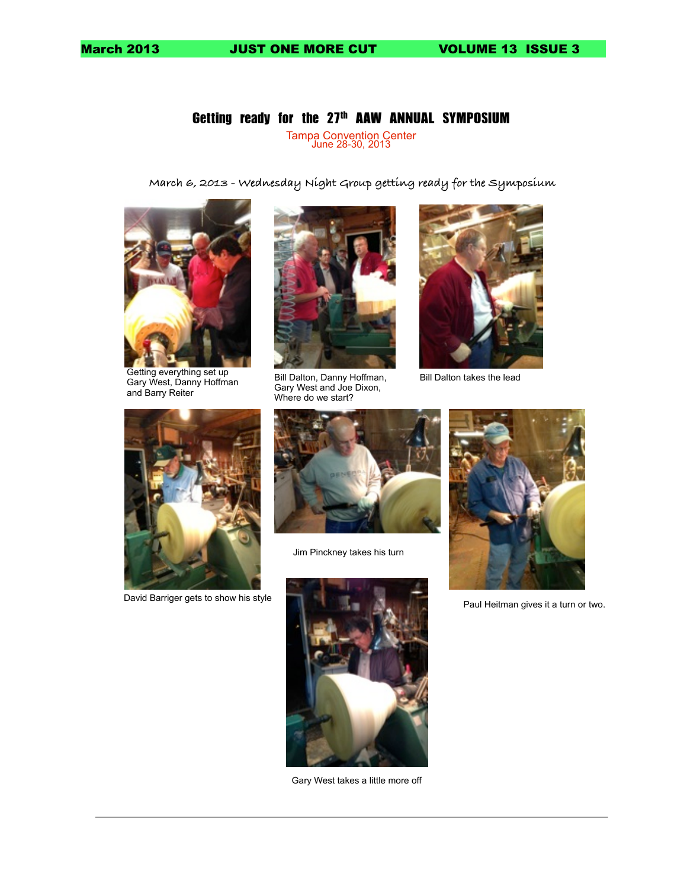# Getting ready for the 27th AAW ANNUAL SYMPOSIUM

Tampa Convention Center
June 28-30, 2013

March 6, 2013 - Wednesday Night Group getting ready for the Symposium

Getting everything set up
Gary West, Danny Hoffman
and Barry Reiter

Bill Dalton, Danny Hoffman,
Gary West and Joe Dixon,
Where do we start?

Bill Dalton takes the lead

David Barriger gets to show his style

Jim Pinckney takes his turn

Paul Heitman gives it a turn or two.

Gary West takes a little more off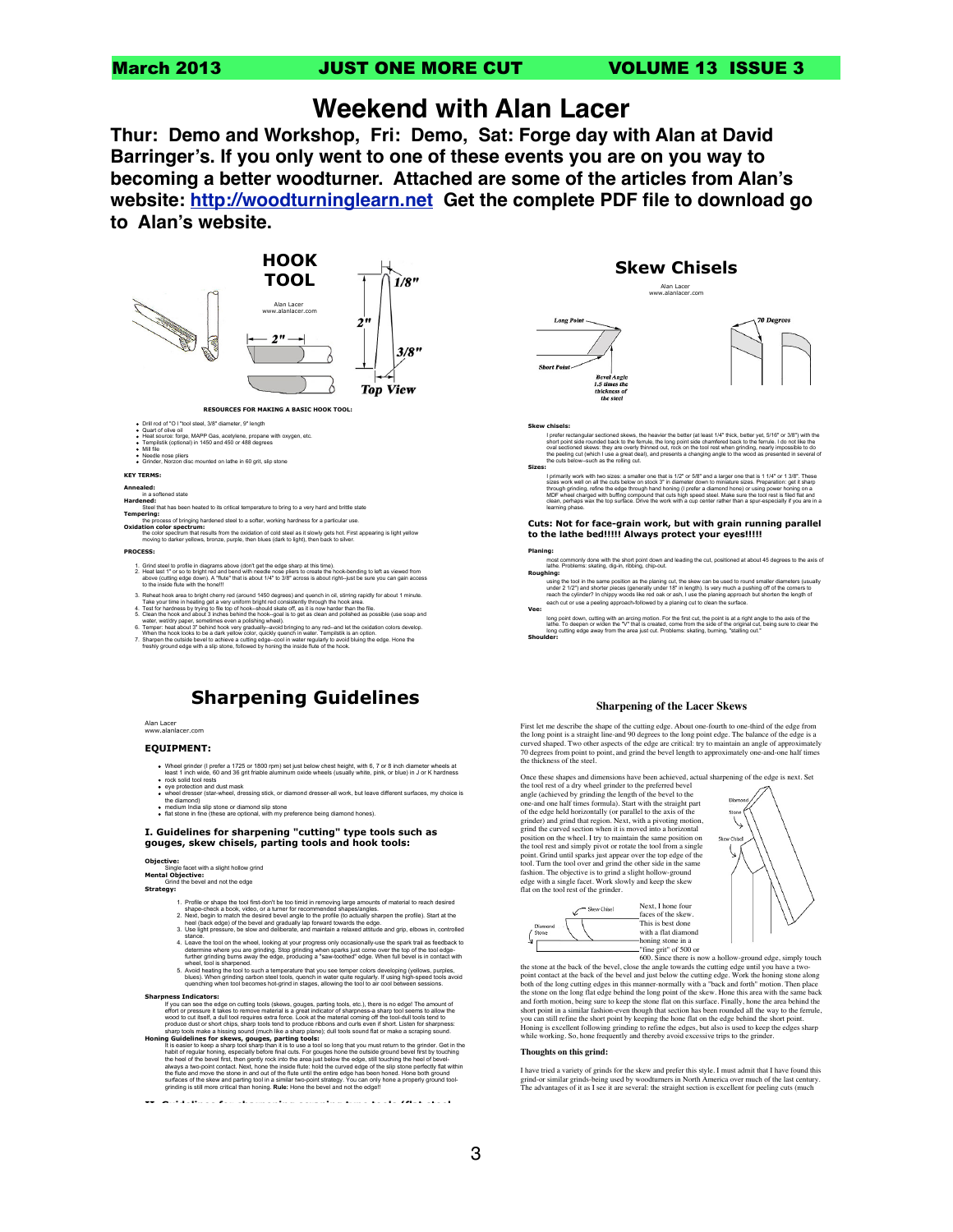# Weekend with Alan Lacer

**Thur: Demo and Workshop, Fri: Demo, Sat: Forge day with Alan at David Barringer's. If you only went to one of these events you are on you way to becoming a better woodturner. Attached are some of the articles from Alan's website: http://woodturninglearn.net Get the complete PDF file to download go to Alan's website.**

## HOOK TOOL

Alan Lacer
www.alanlacer.com

2"

1/8"

2"

3/8"

Top View

**RESOURCES FOR MAKING A BASIC HOOK TOOL:**

- Drill rod of "O I "tool steel, 3/8" diameter, 9" length
- Quart of olive oil
- Heat source: forge, MAPP Gas, acetylene, propane with oxygen, etc.
- Templistik (optional) in 1450 and 450 or 488 degrees
- Mill file
- Needle nose pliers
- Grinder, Norzon disc mounted on lathe in 60 grit, slip stone

**KEY TERMS:**

**Annealed:**
in a softened state
**Hardened:**
Steel that has been heated to its critical temperature to bring to a very hard and brittle state
**Tempering:**
the process of bringing hardened steel to a softer, working hardness for a particular use.
**Oxidation color spectrum:**
the color spectrum that results from the oxidation of cold steel as it slowly gets hot. First appearing is light yellow moving to darker yellows, bronze, purple, then blues (dark to light), then back to silver.

**PROCESS:**

1. Grind steel to profile in diagrams above (don't get the edge sharp at this time).
2. Heat last 1" or so to bright red and bend with needle nose pliers to create the hook-bending to left as viewed from above (cutting edge down). A "flute" that is about 1/4" to 3/8" across is about right--just be sure you can gain access to the inside flute with the hone!!!
3. Reheat hook area to bright cherry red (around 1450 degrees) and quench in oil, stirring rapidly for about 1 minute. Take your time in heating get a very uniform bright red consistently through the hook area.
4. Test for hardness by trying to file top of hook--should skate off, as it is now harder than the file.
5. Clean the hook and about 3 inches behind the hook--goal is to get as clean and polished as possible (use soap and water, wet/dry paper, sometimes even a polishing wheel).
6. Temper: heat about 3" behind hook very gradually--avoid bringing to any red--and let the oxidation colors develop. When the hook looks to be a dark yellow color, quickly quench in water. Templistik is an option.
7. Sharpen the outside bevel to achieve a cutting edge--cool in water regularly to avoid bluing the edge. Hone the freshly ground edge with a slip stone, followed by honing the inside flute of the hook.

## Skew Chisels

Alan Lacer
www.alanlacer.com

Long Point

Short Point

Bevel Angle 1.5 times the thickness of the steel

70 Degrees

**Skew chisels:**

I prefer rectangular sectioned skews, the heavier the better (at least 1/4" thick, better yet, 5/16" or 3/8") with the short point side rounded back to the ferrule, the long point side chamfered back to the ferrule. I do not like the oval sectioned skews: they are overly thinned out, rock on the tool rest when grinding, nearly impossible to do the peeling cut (which I use a great deal), and presents a changing angle to the wood as presented in several of the cuts below--such as the rolling cut.

**Sizes:**

I primarily work with two sizes: a smaller one that is 1/2" or 5/8" and a larger one that is 1 1/4" or 1 3/8". These sizes work well on all the cuts below on stock 3" in diameter down to miniature sizes. Preparation: get it sharp through grinding, refine the edge through hand honing (I prefer a diamond hone) or using power honing on a MDF wheel charged with buffing compound that cuts high speed steel. Make sure the tool rest is filed flat and clean, perhaps wax the top surface. Drive the work with a cup center rather than a spur-especially if you are in a learning phase.

**Cuts: Not for face-grain work, but with grain running parallel to the lathe bed!!!!! Always protect your eyes!!!!!**

**Planing:**
most commonly done with the short point down and leading the cut, positioned at about 45 degrees to the axis of lathe. Problems: skating, dig-in, ribbing, chip-out.
**Roughing:**
using the tool in the same position as the planing cut, the skew can be used to round smaller diameters (usually under 2 1/2") and shorter pieces (generally under 18" in length). Is very much a pushing off of the corners to reach the cylinder? In chippy woods like red oak or ash, I use the planing approach but shorten the length of each cut or use a peeling approach-followed by a planing cut to clean the surface.
**Vee:**
long point down, cutting with an arcing motion. For the first cut, the point is at a right angle to the axis of the lathe. To deepen or widen the "V" that is created, come from the side of the original cut, being sure to clear the long cutting edge away from the area just cut. Problems: skating, burning, "stalling out."
**Shoulder:**

## Sharpening Guidelines

Alan Lacer
www.alanlacer.com

### EQUIPMENT:

- Wheel grinder (I prefer a 1725 or 1800 rpm) set just below chest height, with 6, 7 or 8 inch diameter wheels at least 1 inch wide, 60 and 36 grit friable aluminum oxide wheels (usually white, pink, or blue) in J or K hardness
- rock solid tool rests
- eye protection and dust mask
- wheel dresser (star-wheel, dressing stick, or diamond dresser-all work, but leave different surfaces, my choice is the diamond)
- medium India slip stone or diamond slip stone
- flat stone in fine (these are optional, with my preference being diamond hones).

### I. Guidelines for sharpening "cutting" type tools such as gouges, skew chisels, parting tools and hook tools:

**Objective:**
Single facet with a slight hollow grind
**Mental Objective:**
Grind the bevel and not the edge
**Strategy:**

1. Profile or shape the tool first-don't be too timid in removing large amounts of material to reach desired shape-check a book, video, or a turner for recommended shapes/angles.
2. Next, begin to match the desired bevel angle to the profile (to actually sharpen the profile). Start at the heel (back edge) of the bevel and gradually lap forward towards the edge.
3. Use light pressure, be slow and deliberate, and maintain a relaxed attitude and grip, elbows in, controlled stance.
4. Leave the tool on the wheel, looking at your progress only occasionally-use the spark trail as feedback to determine where you are grinding. Stop grinding when sparks just come over the top of the tool edge-further grinding burns away the edge, producing a "saw-toothed" edge. When full bevel is in contact with wheel, tool is sharpened.
5. Avoid heating the tool to such a temperature that you see temper colors developing (yellows, purples, blues). When grinding carbon steel tools, quench in water quite regularly. If using high-speed tools avoid quenching when tool becomes hot-grind in stages, allowing the tool to air cool between sessions.

**Sharpness Indicators:**
If you can see the edge on cutting tools (skews, gouges, parting tools, etc.), there is no edge! The amount of effort or pressure it takes to remove material is a great indicator of sharpness-a sharp tool seems to allow the wood to cut itself, a dull tool requires extra force. Look at the material coming off the tool-dull tools tend to produce dust or short chips, sharp tools tend to produce ribbons and curls even if short. Listen for sharpness: sharp tools make a hissing sound (much like a sharp plane); dull tools sound flat or make a scraping sound.
**Honing Guidelines for skews, gouges, parting tools:**
It is easier to keep a sharp tool sharp than it is to use a tool so long that you must return to the grinder. Get in the habit of regular honing, especially before final cuts. For gouges hone the outside ground bevel first by touching the heel of the bevel first, then gently rock into the area just below the edge, still touching the heel of bevel-always a two-point contact. Next, hone the inside flute: hold the curved edge of the slip stone perfectly flat within the flute and move the stone in and out of the flute until the entire edge has been honed. Hone both ground surfaces of the skew and parting tool in a similar two-point strategy. You can only hone a properly ground tool-grinding is still more critical than honing. **Rule:** Hone the bevel and not the edge!!

### Sharpening of the Lacer Skews

First let me describe the shape of the cutting edge. About one-fourth to one-third of the edge from the long point is a straight line-and 90 degrees to the long point edge. The balance of the edge is a curved shaped. Two other aspects of the edge are critical: try to maintain an angle of approximately 70 degrees from point to point, and grind the bevel length to approximately one-and-one half times the thickness of the steel.

Once these shapes and dimensions have been achieved, actual sharpening of the edge is next. Set the tool rest of a dry wheel grinder to the preferred bevel angle (achieved by grinding the length of the bevel to the one-and one half times formula). Start with the straight part of the edge held horizontally (or parallel to the axis of the grinder) and grind that region. Next, with a pivoting motion, grind the curved section when it is moved into a horizontal position on the wheel. I try to maintain the same position on the tool rest and simply pivot or rotate the tool from a single point. Grind until sparks just appear over the top edge of the tool. Turn the tool over and grind the other side in the same fashion. The objective is to grind a slight hollow-ground edge with a single facet. Work slowly and keep the skew flat on the tool rest of the grinder.

Diamond Stone

Skew Chisel

Next, I hone four faces of the skew. This is best done with a flat diamond honing stone in a "fine grit" of 500 or 600. Since there is now a hollow-ground edge, simply touch the stone at the back of the bevel, close the angle towards the cutting edge until you have a two-point contact at the back of the bevel and just below the cutting edge. Work the honing stone along both of the long cutting edges in this manner-mostly with a "back and forth" motion. Then place the stone on the long flat edge behind the long point of the skew. Hone this area with the same back and forth motion, being sure to keep the stone flat on this surface. Finally, hone the area behind the short point in a similar fashion-even though that section has been rounded all the way to the ferrule, you can still refine the short point by keeping the hone flat on the edge behind the short point. Honing is excellent following grinding to refine the edges, but also is used to keep the edges sharp while working. So, hone frequently and thereby avoid excessive trips to the grinder.

#### Thoughts on this grind:

I have tried a variety of grinds for the skew and prefer this style. I must admit that I have found this grind-or similar grinds-being used by woodturners in North America over much of the last century. The advantages of it as I see it are several: the straight section is excellent for peeling cuts (much